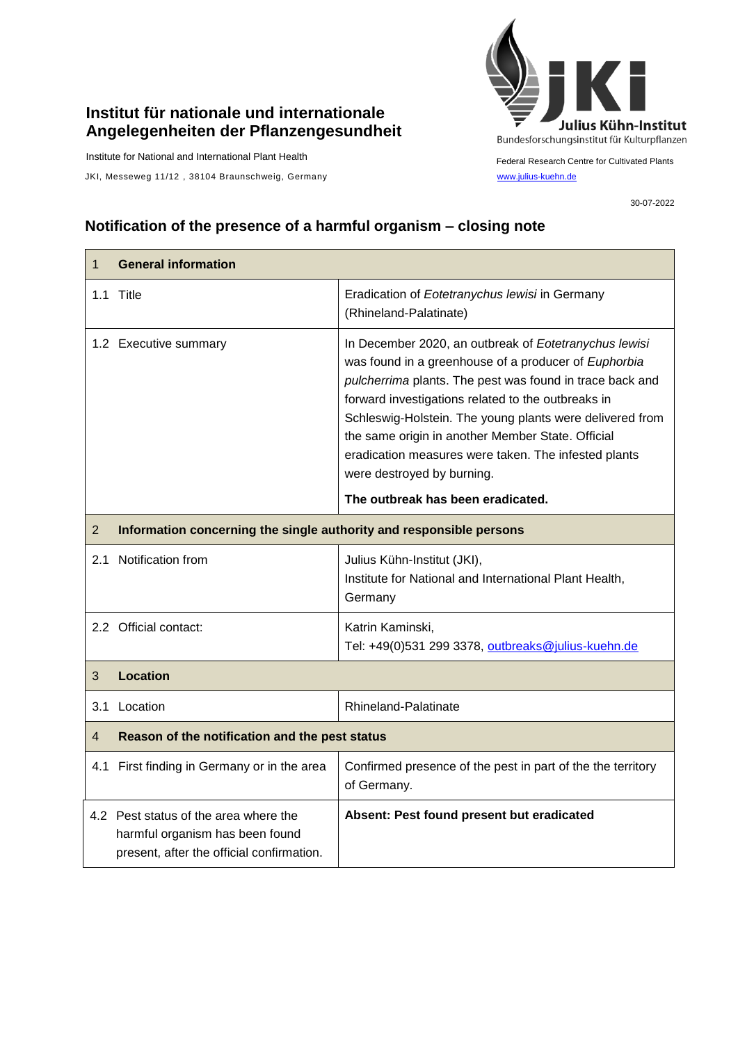**Institut für nationale und internationale Angelegenheiten der Pflanzengesundheit**

Institute for National and International Plant Health

JKI, Messeweg 11/12 , 38104 Braunschweig, Germany

Julius Kühn-Institut
Bundesforschungsinstitut für Kulturpflanzen

Federal Research Centre for Cultivated Plants

www.julius-kuehn.de

30-07-2022

## Notification of the presence of a harmful organism – closing note

| 1 **General information** | |
|---|---|
| 1.1 Title | Eradication of *Eotetranychus lewisi* in Germany (Rhineland-Palatinate) |
| 1.2 Executive summary | In December 2020, an outbreak of *Eotetranychus lewisi* was found in a greenhouse of a producer of *Euphorbia pulcherrima* plants. The pest was found in trace back and forward investigations related to the outbreaks in Schleswig-Holstein. The young plants were delivered from the same origin in another Member State. Official eradication measures were taken. The infested plants were destroyed by burning.<br><br>**The outbreak has been eradicated.** |
| 2 **Information concerning the single authority and responsible persons** | |
| 2.1 Notification from | Julius Kühn-Institut (JKI),<br>Institute for National and International Plant Health, Germany |
| 2.2 Official contact: | Katrin Kaminski,<br>Tel: +49(0)531 299 3378, outbreaks@julius-kuehn.de |
| 3 **Location** | |
| 3.1 Location | Rhineland-Palatinate |
| 4 **Reason of the notification and the pest status** | |
| 4.1 First finding in Germany or in the area | Confirmed presence of the pest in part of the the territory of Germany. |
| 4.2 Pest status of the area where the harmful organism has been found present, after the official confirmation. | **Absent: Pest found present but eradicated** |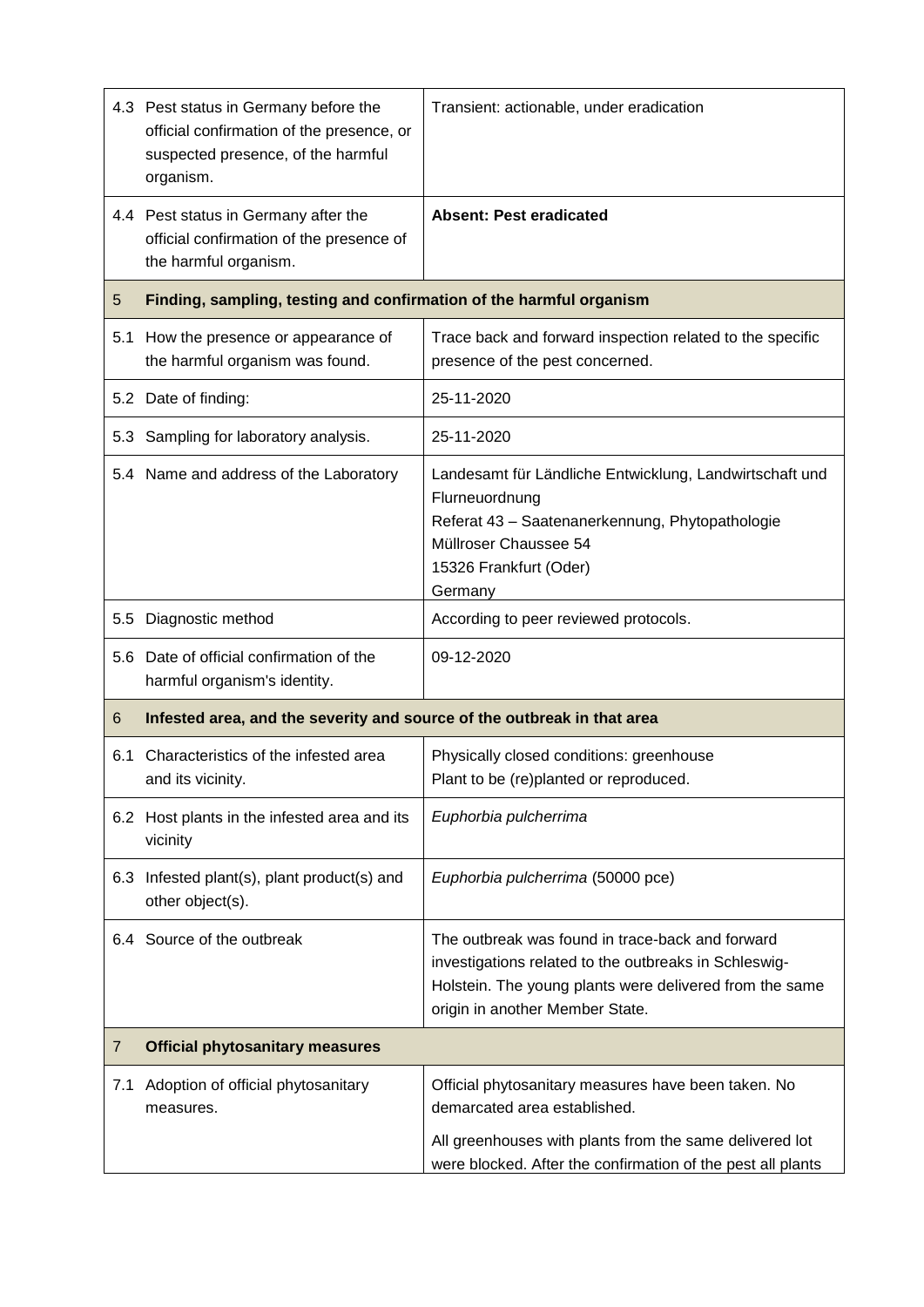| | | |
|---|---|---|
| 4.3 | Pest status in Germany before the official confirmation of the presence, or suspected presence, of the harmful organism. | Transient: actionable, under eradication |
| 4.4 | Pest status in Germany after the official confirmation of the presence of the harmful organism. | **Absent: Pest eradicated** |
| **5** | **Finding, sampling, testing and confirmation of the harmful organism** | |
| 5.1 | How the presence or appearance of the harmful organism was found. | Trace back and forward inspection related to the specific presence of the pest concerned. |
| 5.2 | Date of finding: | 25-11-2020 |
| 5.3 | Sampling for laboratory analysis. | 25-11-2020 |
| 5.4 | Name and address of the Laboratory | Landesamt für Ländliche Entwicklung, Landwirtschaft und Flurneuordnung<br>Referat 43 – Saatenanerkennung, Phytopathologie<br>Müllroser Chaussee 54<br>15326 Frankfurt (Oder)<br>Germany |
| 5.5 | Diagnostic method | According to peer reviewed protocols. |
| 5.6 | Date of official confirmation of the harmful organism's identity. | 09-12-2020 |
| **6** | **Infested area, and the severity and source of the outbreak in that area** | |
| 6.1 | Characteristics of the infested area and its vicinity. | Physically closed conditions: greenhouse<br>Plant to be (re)planted or reproduced. |
| 6.2 | Host plants in the infested area and its vicinity | *Euphorbia pulcherrima* |
| 6.3 | Infested plant(s), plant product(s) and other object(s). | *Euphorbia pulcherrima* (50000 pce) |
| 6.4 | Source of the outbreak | The outbreak was found in trace-back and forward investigations related to the outbreaks in Schleswig-Holstein. The young plants were delivered from the same origin in another Member State. |
| **7** | **Official phytosanitary measures** | |
| 7.1 | Adoption of official phytosanitary measures. | Official phytosanitary measures have been taken. No demarcated area established.<br>All greenhouses with plants from the same delivered lot were blocked. After the confirmation of the pest all plants |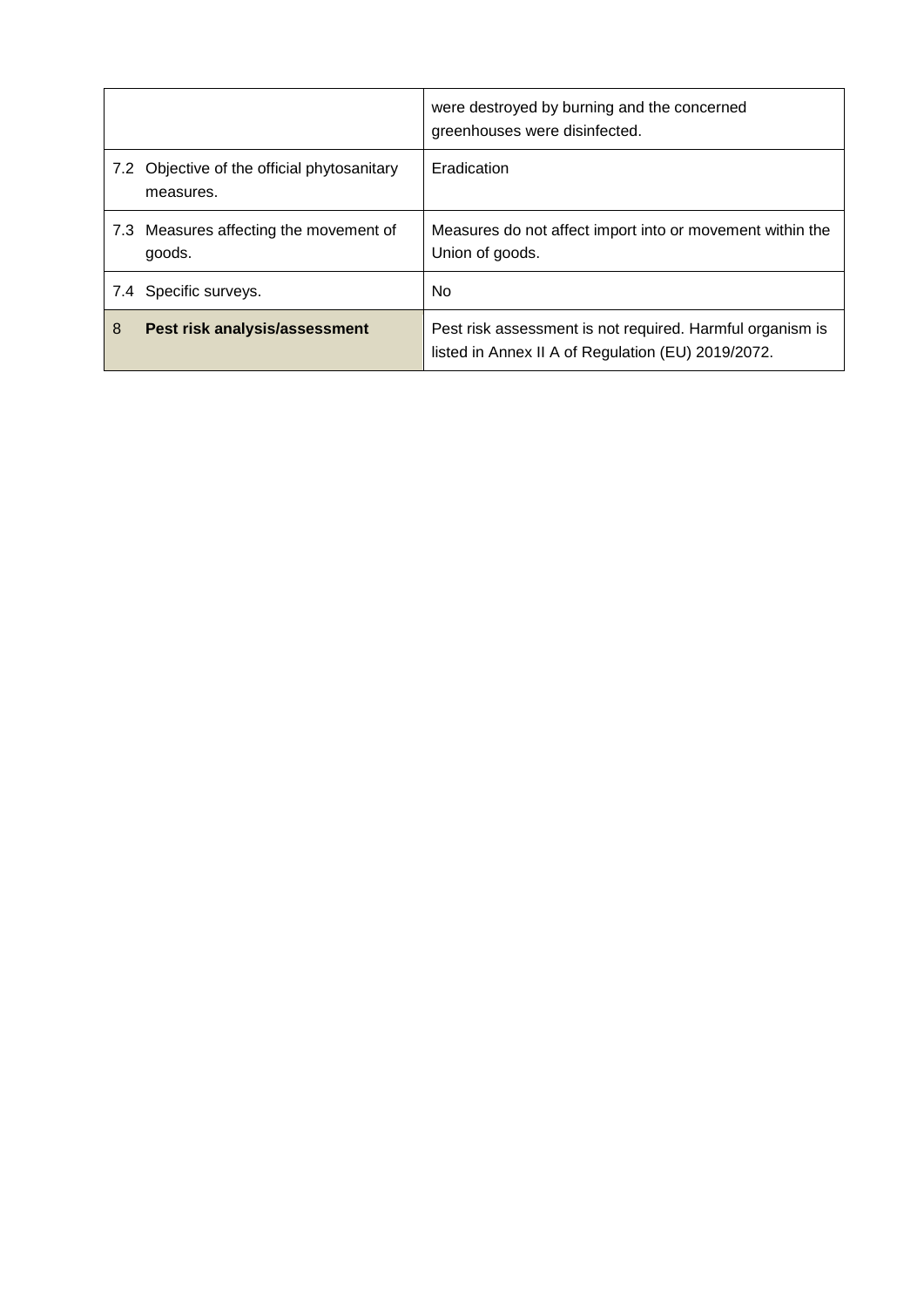| | |
|---|---|
| | were destroyed by burning and the concerned greenhouses were disinfected. |
| 7.2 Objective of the official phytosanitary measures. | Eradication |
| 7.3 Measures affecting the movement of goods. | Measures do not affect import into or movement within the Union of goods. |
| 7.4 Specific surveys. | No |
| 8 **Pest risk analysis/assessment** | Pest risk assessment is not required. Harmful organism is listed in Annex II A of Regulation (EU) 2019/2072. |